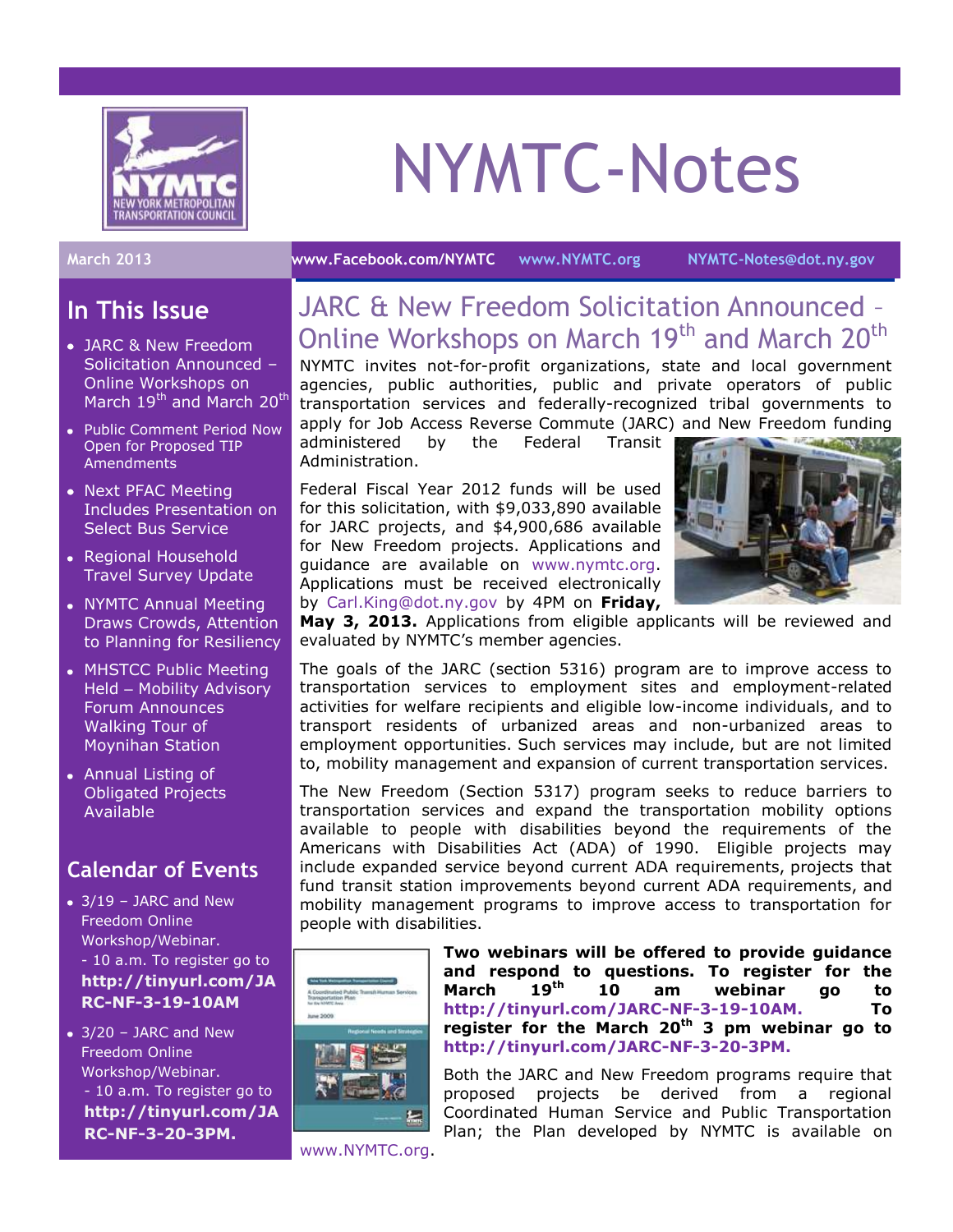# NYMTC-Notes

March 2013 | www.Facebook.com/NYMTC | www.NYMTC.org | NYMTC-Notes@dot.ny.gov

## In This Issue

- JARC & New Freedom Solicitation Announced – Online Workshops on March 19th and March 20th
- Public Comment Period Now Open for Proposed TIP Amendments
- Next PFAC Meeting Includes Presentation on Select Bus Service
- Regional Household Travel Survey Update
- NYMTC Annual Meeting Draws Crowds, Attention to Planning for Resiliency
- MHSTCC Public Meeting Held – Mobility Advisory Forum Announces Walking Tour of Moynihan Station
- Annual Listing of Obligated Projects Available

## Calendar of Events

- 3/19 – JARC and New Freedom Online Workshop/Webinar. - 10 a.m. To register go to **http://tinyurl.com/JARC-NF-3-19-10AM**
- 3/20 – JARC and New Freedom Online Workshop/Webinar. - 10 a.m. To register go to **http://tinyurl.com/JARC-NF-3-20-3PM.**

## JARC & New Freedom Solicitation Announced – Online Workshops on March 19th and March 20th

NYMTC invites not-for-profit organizations, state and local government agencies, public authorities, public and private operators of public transportation services and federally-recognized tribal governments to apply for Job Access Reverse Commute (JARC) and New Freedom funding administered by the Federal Transit Administration.

Federal Fiscal Year 2012 funds will be used for this solicitation, with $9,033,890 available for JARC projects, and $4,900,686 available for New Freedom projects. Applications and guidance are available on www.nymtc.org. Applications must be received electronically by Carl.King@dot.ny.gov by 4PM on **Friday, May 3, 2013.** Applications from eligible applicants will be reviewed and evaluated by NYMTC's member agencies.

The goals of the JARC (section 5316) program are to improve access to transportation services to employment sites and employment-related activities for welfare recipients and eligible low-income individuals, and to transport residents of urbanized areas and non-urbanized areas to employment opportunities. Such services may include, but are not limited to, mobility management and expansion of current transportation services.

The New Freedom (Section 5317) program seeks to reduce barriers to transportation services and expand the transportation mobility options available to people with disabilities beyond the requirements of the Americans with Disabilities Act (ADA) of 1990. Eligible projects may include expanded service beyond current ADA requirements, projects that fund transit station improvements beyond current ADA requirements, and mobility management programs to improve access to transportation for people with disabilities.

**Two webinars will be offered to provide guidance and respond to questions. To register for the March 19th 10 am webinar go to http://tinyurl.com/JARC-NF-3-19-10AM. To register for the March 20th 3 pm webinar go to http://tinyurl.com/JARC-NF-3-20-3PM.**

Both the JARC and New Freedom programs require that proposed projects be derived from a regional Coordinated Human Service and Public Transportation Plan; the Plan developed by NYMTC is available on www.NYMTC.org.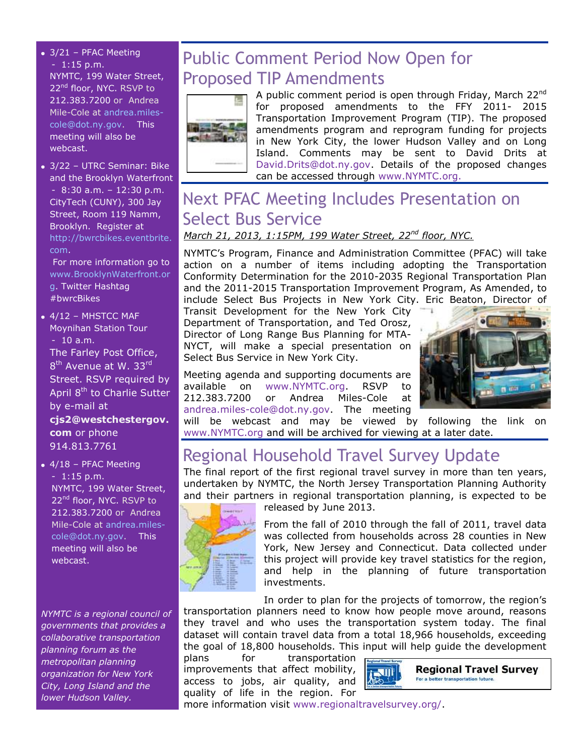- 3/21 – PFAC Meeting - 1:15 p.m. NYMTC, 199 Water Street, 22nd floor, NYC. RSVP to 212.383.7200 or Andrea Mile-Cole at andrea.miles-cole@dot.ny.gov. This meeting will also be webcast.
- 3/22 – UTRC Seminar: Bike and the Brooklyn Waterfront - 8:30 a.m. – 12:30 p.m. CityTech (CUNY), 300 Jay Street, Room 119 Namm, Brooklyn. Register at http://bwrcbikes.eventbrite.com.

  For more information go to www.BrooklynWaterfront.org. Twitter Hashtag #bwrcBikes
- 4/12 – MHSTCC MAF Moynihan Station Tour - 10 a.m. The Farley Post Office, 8th Avenue at W. 33rd Street. RSVP required by April 8th to Charlie Sutter by e-mail at **cjs2@westchestergov.com** or phone 914.813.7761
- 4/18 – PFAC Meeting - 1:15 p.m. NYMTC, 199 Water Street, 22nd floor, NYC. RSVP to 212.383.7200 or Andrea Mile-Cole at andrea.miles-cole@dot.ny.gov. This meeting will also be webcast.

*NYMTC is a regional council of governments that provides a collaborative transportation planning forum as the metropolitan planning organization for New York City, Long Island and the lower Hudson Valley.*

# Public Comment Period Now Open for Proposed TIP Amendments

A public comment period is open through Friday, March 22nd for proposed amendments to the FFY 2011- 2015 Transportation Improvement Program (TIP). The proposed amendments program and reprogram funding for projects in New York City, the lower Hudson Valley and on Long Island. Comments may be sent to David Drits at David.Drits@dot.ny.gov. Details of the proposed changes can be accessed through www.NYMTC.org.

# Next PFAC Meeting Includes Presentation on Select Bus Service

<u>*March 21, 2013, 1:15PM, 199 Water Street, 22nd floor, NYC.*</u>

NYMTC's Program, Finance and Administration Committee (PFAC) will take action on a number of items including adopting the Transportation Conformity Determination for the 2010-2035 Regional Transportation Plan and the 2011-2015 Transportation Improvement Program, As Amended, to include Select Bus Projects in New York City. Eric Beaton, Director of Transit Development for the New York City Department of Transportation, and Ted Orosz, Director of Long Range Bus Planning for MTA-NYCT, will make a special presentation on Select Bus Service in New York City.

Meeting agenda and supporting documents are available on www.NYMTC.org. RSVP to 212.383.7200 or Andrea Miles-Cole at andrea.miles-cole@dot.ny.gov. The meeting will be webcast and may be viewed by following the link on www.NYMTC.org and will be archived for viewing at a later date.

# Regional Household Travel Survey Update

The final report of the first regional travel survey in more than ten years, undertaken by NYMTC, the North Jersey Transportation Planning Authority and their partners in regional transportation planning, is expected to be released by June 2013.

From the fall of 2010 through the fall of 2011, travel data was collected from households across 28 counties in New York, New Jersey and Connecticut. Data collected under this project will provide key travel statistics for the region, and help in the planning of future transportation investments.

In order to plan for the projects of tomorrow, the region's transportation planners need to know how people move around, reasons they travel and who uses the transportation system today. The final dataset will contain travel data from a total 18,966 households, exceeding the goal of 18,800 households. This input will help guide the development plans for transportation improvements that affect mobility, access to jobs, air quality, and quality of life in the region. For more information visit www.regionaltravelsurvey.org/.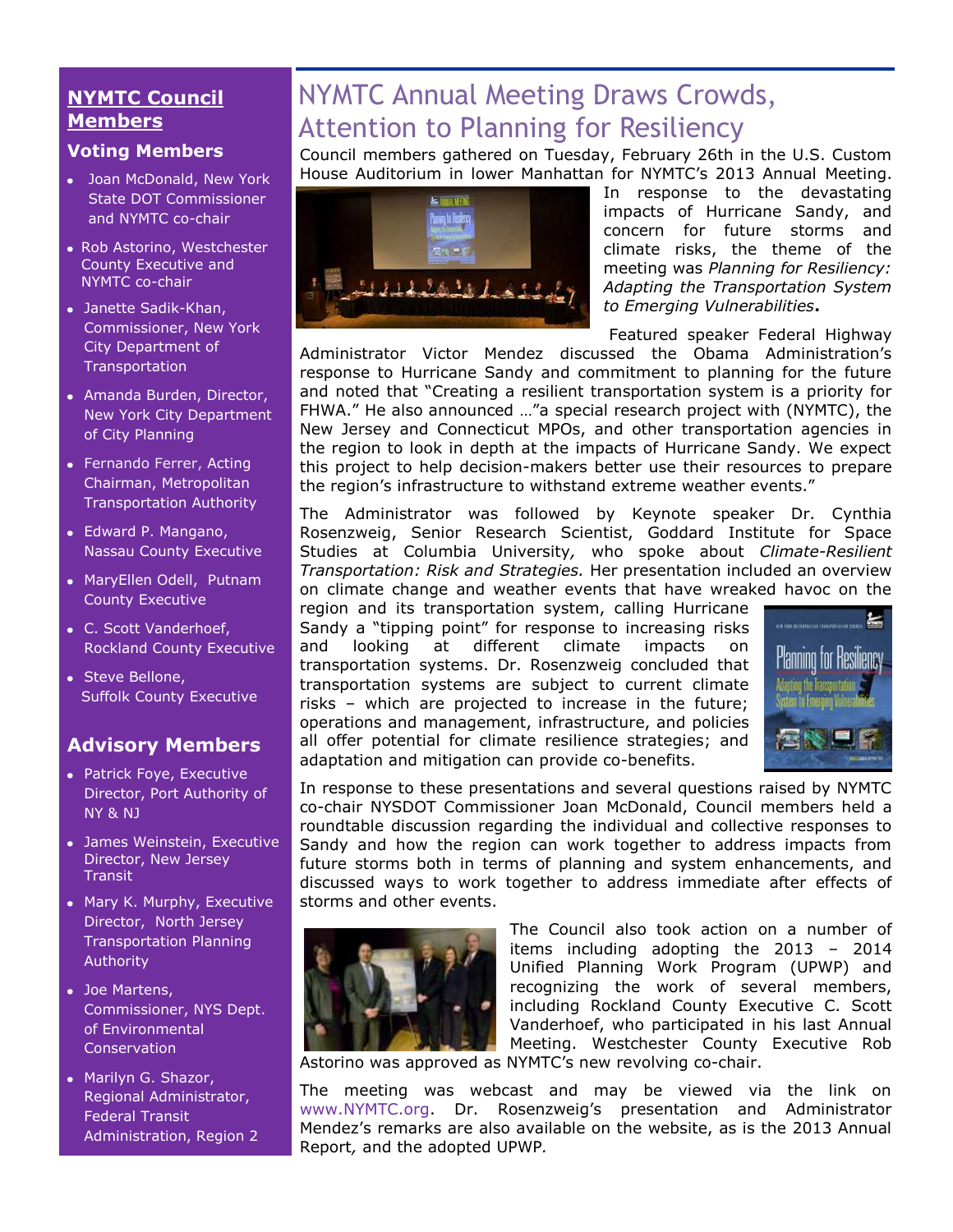## NYMTC Council Members

### Voting Members

- Joan McDonald, New York State DOT Commissioner and NYMTC co-chair
- Rob Astorino, Westchester County Executive and NYMTC co-chair
- Janette Sadik-Khan, Commissioner, New York City Department of Transportation
- Amanda Burden, Director, New York City Department of City Planning
- Fernando Ferrer, Acting Chairman, Metropolitan Transportation Authority
- Edward P. Mangano, Nassau County Executive
- MaryEllen Odell, Putnam County Executive
- C. Scott Vanderhoef, Rockland County Executive
- Steve Bellone, Suffolk County Executive

### Advisory Members

- Patrick Foye, Executive Director, Port Authority of NY & NJ
- James Weinstein, Executive Director, New Jersey Transit
- Mary K. Murphy, Executive Director, North Jersey Transportation Planning Authority
- Joe Martens, Commissioner, NYS Dept. of Environmental Conservation
- Marilyn G. Shazor, Regional Administrator, Federal Transit Administration, Region 2

# NYMTC Annual Meeting Draws Crowds, Attention to Planning for Resiliency

Council members gathered on Tuesday, February 26th in the U.S. Custom House Auditorium in lower Manhattan for NYMTC's 2013 Annual Meeting. In response to the devastating impacts of Hurricane Sandy, and concern for future storms and climate risks, the theme of the meeting was *Planning for Resiliency: Adapting the Transportation System to Emerging Vulnerabilities***.**

Featured speaker Federal Highway Administrator Victor Mendez discussed the Obama Administration's response to Hurricane Sandy and commitment to planning for the future and noted that "Creating a resilient transportation system is a priority for FHWA." He also announced …"a special research project with (NYMTC), the New Jersey and Connecticut MPOs, and other transportation agencies in the region to look in depth at the impacts of Hurricane Sandy. We expect this project to help decision-makers better use their resources to prepare the region's infrastructure to withstand extreme weather events."

The Administrator was followed by Keynote speaker Dr. Cynthia Rosenzweig, Senior Research Scientist, Goddard Institute for Space Studies at Columbia University, who spoke about *Climate-Resilient Transportation: Risk and Strategies.* Her presentation included an overview on climate change and weather events that have wreaked havoc on the region and its transportation system, calling Hurricane Sandy a "tipping point" for response to increasing risks and looking at different climate impacts on transportation systems. Dr. Rosenzweig concluded that transportation systems are subject to current climate risks – which are projected to increase in the future; operations and management, infrastructure, and policies all offer potential for climate resilience strategies; and adaptation and mitigation can provide co-benefits.

In response to these presentations and several questions raised by NYMTC co-chair NYSDOT Commissioner Joan McDonald, Council members held a roundtable discussion regarding the individual and collective responses to Sandy and how the region can work together to address impacts from future storms both in terms of planning and system enhancements, and discussed ways to work together to address immediate after effects of storms and other events.

The Council also took action on a number of items including adopting the 2013 – 2014 Unified Planning Work Program (UPWP) and recognizing the work of several members, including Rockland County Executive C. Scott Vanderhoef, who participated in his last Annual Meeting. Westchester County Executive Rob Astorino was approved as NYMTC's new revolving co-chair.

The meeting was webcast and may be viewed via the link on www.NYMTC.org. Dr. Rosenzweig's presentation and Administrator Mendez's remarks are also available on the website, as is the 2013 Annual Report*,* and the adopted UPWP*.*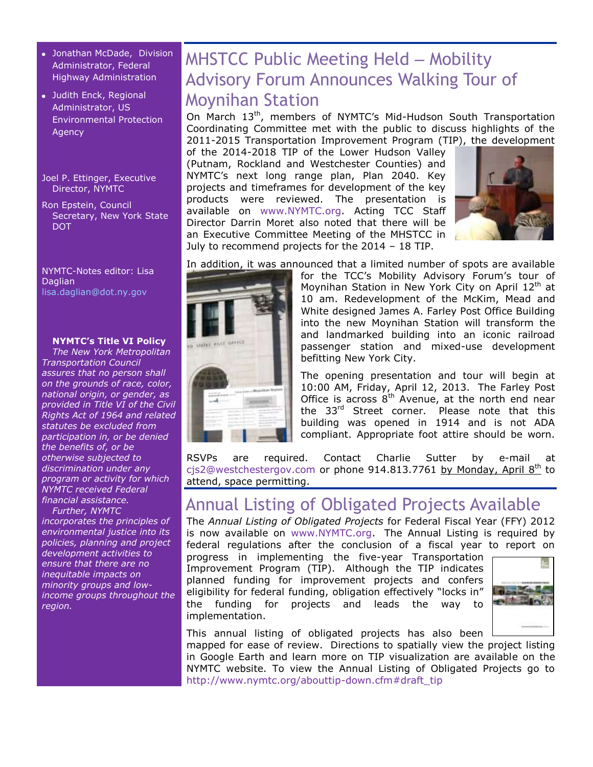- Jonathan McDade, Division Administrator, Federal Highway Administration
- Judith Enck, Regional Administrator, US Environmental Protection Agency

Joel P. Ettinger, Executive Director, NYMTC

Ron Epstein, Council Secretary, New York State DOT

NYMTC-Notes editor: Lisa Daglian
lisa.daglian@dot.ny.gov

**NYMTC's Title VI Policy**

*The New York Metropolitan Transportation Council assures that no person shall on the grounds of race, color, national origin, or gender, as provided in Title VI of the Civil Rights Act of 1964 and related statutes be excluded from participation in, or be denied the benefits of, or be otherwise subjected to discrimination under any program or activity for which NYMTC received Federal financial assistance.*

*Further, NYMTC incorporates the principles of environmental justice into its policies, planning and project development activities to ensure that there are no inequitable impacts on minority groups and low-income groups throughout the region.*

# MHSTCC Public Meeting Held — Mobility Advisory Forum Announces Walking Tour of Moynihan Station

On March 13th, members of NYMTC's Mid-Hudson South Transportation Coordinating Committee met with the public to discuss highlights of the 2011-2015 Transportation Improvement Program (TIP), the development of the 2014-2018 TIP of the Lower Hudson Valley (Putnam, Rockland and Westchester Counties) and NYMTC's next long range plan, Plan 2040. Key projects and timeframes for development of the key products were reviewed. The presentation is available on www.NYMTC.org. Acting TCC Staff Director Darrin Moret also noted that there will be an Executive Committee Meeting of the MHSTCC in July to recommend projects for the 2014 – 18 TIP.

In addition, it was announced that a limited number of spots are available for the TCC's Mobility Advisory Forum's tour of Moynihan Station in New York City on April 12th at 10 am. Redevelopment of the McKim, Mead and White designed James A. Farley Post Office Building into the new Moynihan Station will transform the and landmarked building into an iconic railroad passenger station and mixed-use development befitting New York City.

The opening presentation and tour will begin at 10:00 AM, Friday, April 12, 2013. The Farley Post Office is across 8th Avenue, at the north end near the 33rd Street corner. Please note that this building was opened in 1914 and is not ADA compliant. Appropriate foot attire should be worn.

RSVPs are required. Contact Charlie Sutter by e-mail at cjs2@westchestergov.com or phone 914.813.7761 by Monday, April 8th to attend, space permitting.

# Annual Listing of Obligated Projects Available

The *Annual Listing of Obligated Projects* for Federal Fiscal Year (FFY) 2012 is now available on www.NYMTC.org. The Annual Listing is required by federal regulations after the conclusion of a fiscal year to report on progress in implementing the five-year Transportation Improvement Program (TIP). Although the TIP indicates planned funding for improvement projects and confers eligibility for federal funding, obligation effectively "locks in" the funding for projects and leads the way to implementation.

This annual listing of obligated projects has also been mapped for ease of review. Directions to spatially view the project listing in Google Earth and learn more on TIP visualization are available on the NYMTC website. To view the Annual Listing of Obligated Projects go to http://www.nymtc.org/abouttip-down.cfm#draft_tip